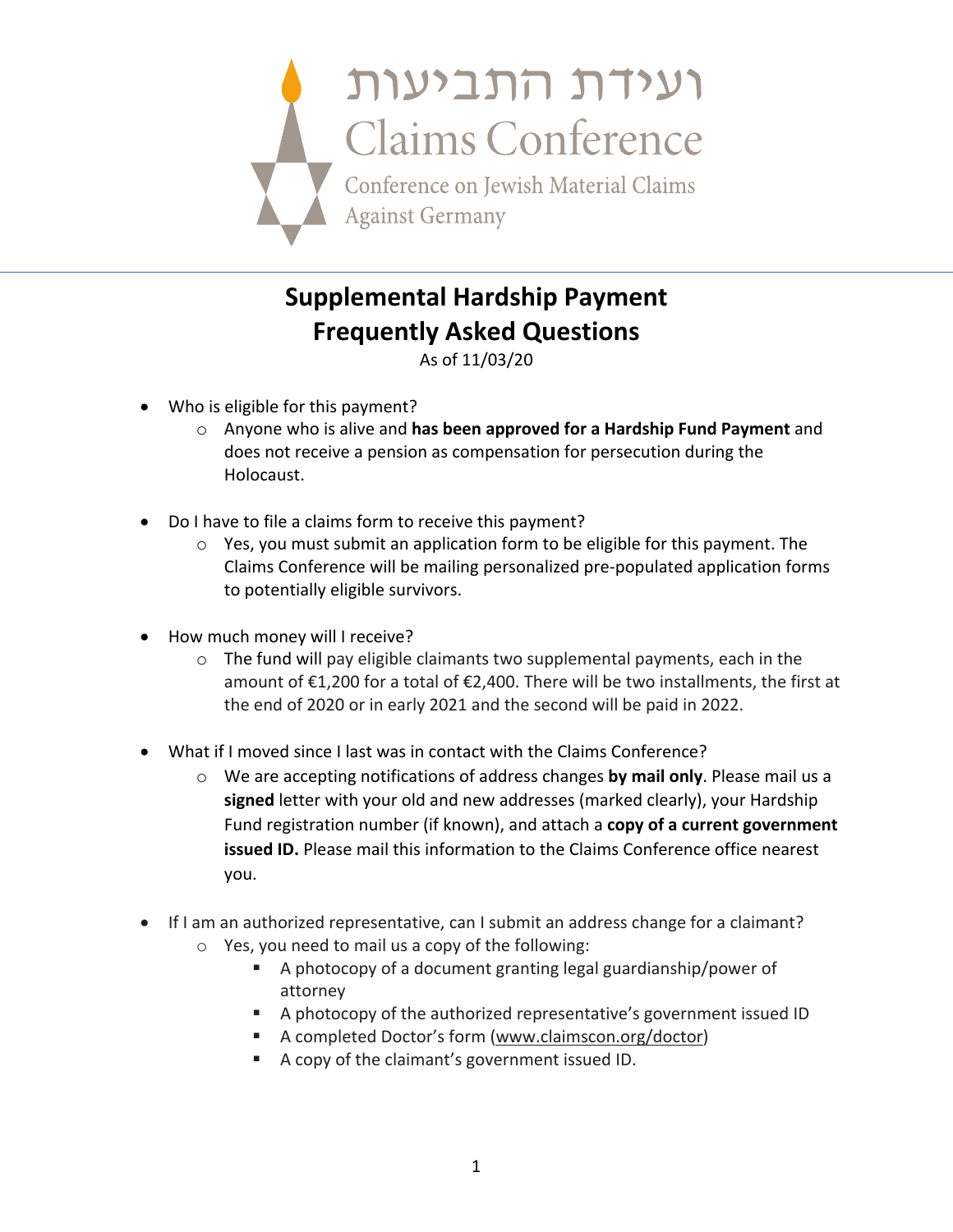ועידת התביעות

Claims Conference

Conference on Jewish Material Claims Against Germany

# Supplemental Hardship Payment Frequently Asked Questions

As of 11/03/20

- Who is eligible for this payment?
  - Anyone who is alive and **has been approved for a Hardship Fund Payment** and does not receive a pension as compensation for persecution during the Holocaust.

- Do I have to file a claims form to receive this payment?
  - Yes, you must submit an application form to be eligible for this payment. The Claims Conference will be mailing personalized pre-populated application forms to potentially eligible survivors.

- How much money will I receive?
  - The fund will pay eligible claimants two supplemental payments, each in the amount of €1,200 for a total of €2,400. There will be two installments, the first at the end of 2020 or in early 2021 and the second will be paid in 2022.

- What if I moved since I last was in contact with the Claims Conference?
  - We are accepting notifications of address changes **by mail only**. Please mail us a **signed** letter with your old and new addresses (marked clearly), your Hardship Fund registration number (if known), and attach a **copy of a current government issued ID.** Please mail this information to the Claims Conference office nearest you.

- If I am an authorized representative, can I submit an address change for a claimant?
  - Yes, you need to mail us a copy of the following:
    - A photocopy of a document granting legal guardianship/power of attorney
    - A photocopy of the authorized representative's government issued ID
    - A completed Doctor's form (www.claimscon.org/doctor)
    - A copy of the claimant's government issued ID.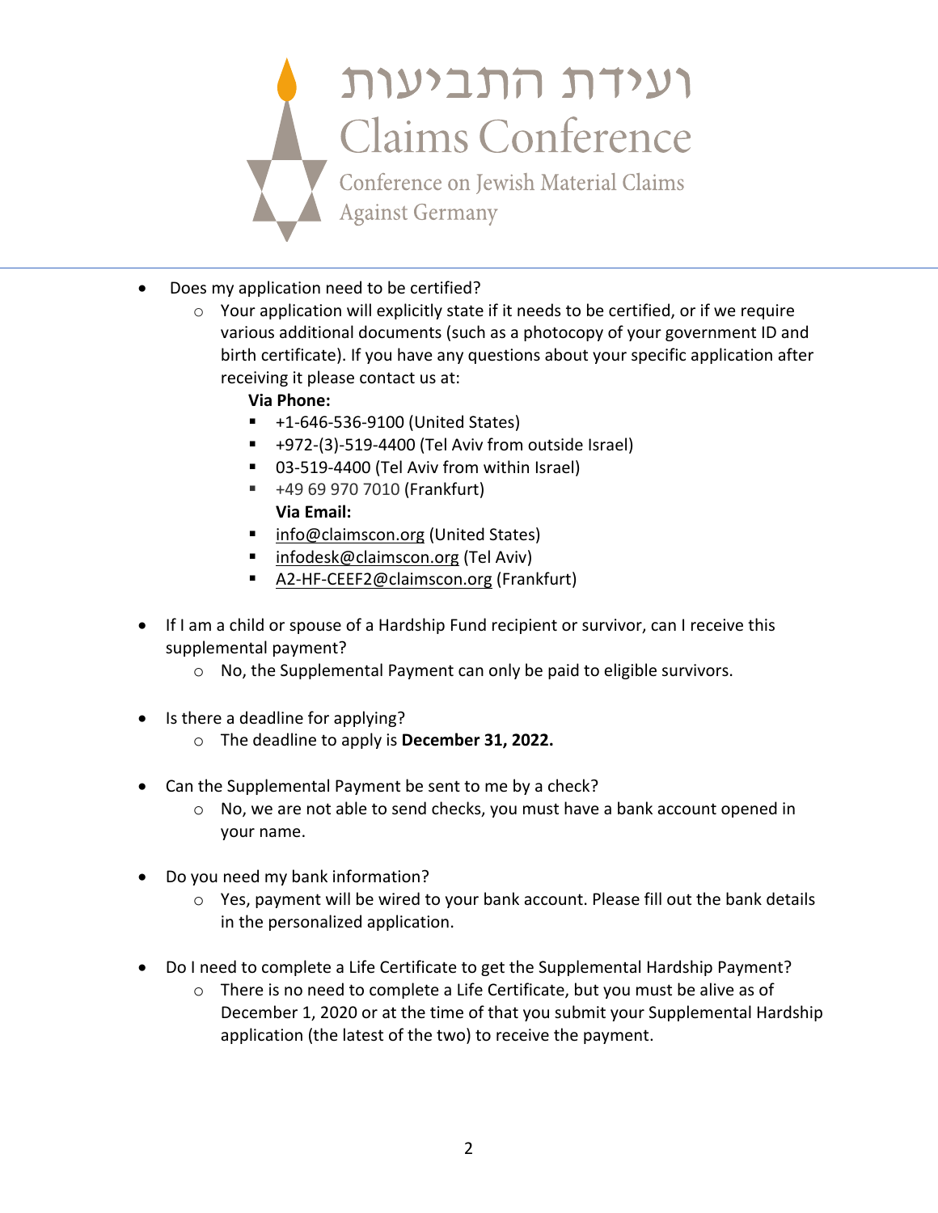ועידת התביעות
Claims Conference
Conference on Jewish Material Claims Against Germany

- Does my application need to be certified?
    - Your application will explicitly state if it needs to be certified, or if we require various additional documents (such as a photocopy of your government ID and birth certificate). If you have any questions about your specific application after receiving it please contact us at:

      **Via Phone:**
        - +1-646-536-9100 (United States)
        - +972-(3)-519-4400 (Tel Aviv from outside Israel)
        - 03-519-4400 (Tel Aviv from within Israel)
        - +49 69 970 7010 (Frankfurt)

      **Via Email:**
        - info@claimscon.org (United States)
        - infodesk@claimscon.org (Tel Aviv)
        - A2-HF-CEEF2@claimscon.org (Frankfurt)

- If I am a child or spouse of a Hardship Fund recipient or survivor, can I receive this supplemental payment?
    - No, the Supplemental Payment can only be paid to eligible survivors.

- Is there a deadline for applying?
    - The deadline to apply is **December 31, 2022.**

- Can the Supplemental Payment be sent to me by a check?
    - No, we are not able to send checks, you must have a bank account opened in your name.

- Do you need my bank information?
    - Yes, payment will be wired to your bank account. Please fill out the bank details in the personalized application.

- Do I need to complete a Life Certificate to get the Supplemental Hardship Payment?
    - There is no need to complete a Life Certificate, but you must be alive as of December 1, 2020 or at the time of that you submit your Supplemental Hardship application (the latest of the two) to receive the payment.